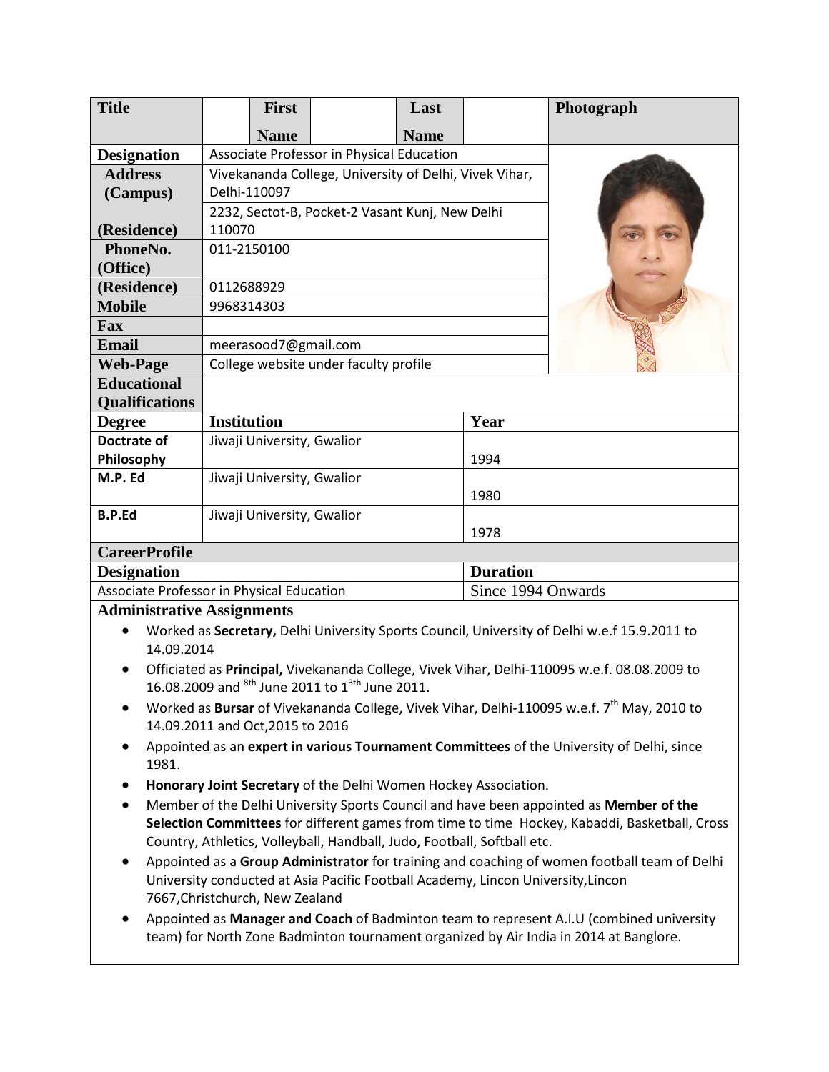| Title | | First Name | | Last Name | | Photograph |
|---|---|---|---|---|---|---|
| Designation | Associate Professor in Physical Education | | | | | |
| Address (Campus) | Vivekananda College, University of Delhi, Vivek Vihar, Delhi-110097 | | | | | |
| (Residence) | 2232, Sectot-B, Pocket-2 Vasant Kunj, New Delhi 110070 | | | | | |
| PhoneNo. (Office) | 011-2150100 | | | | | |
| (Residence) | 0112688929 | | | | | |
| Mobile | 9968314303 | | | | | |
| Fax | | | | | | |
| Email | meerasood7@gmail.com | | | | | |
| Web-Page | College website under faculty profile | | | | | |

**Educational Qualifications**

| Degree | Institution | Year |
|---|---|---|
| **Doctrate of Philosophy** | Jiwaji University, Gwalior | 1994 |
| **M.P. Ed** | Jiwaji University, Gwalior | 1980 |
| **B.P.Ed** | Jiwaji University, Gwalior | 1978 |

**CareerProfile**

| Designation | Duration |
|---|---|
| Associate Professor in Physical Education | Since 1994 Onwards |

**Administrative Assignments**

- Worked as **Secretary,** Delhi University Sports Council, University of Delhi w.e.f 15.9.2011 to 14.09.2014
- Officiated as **Principal,** Vivekananda College, Vivek Vihar, Delhi-110095 w.e.f. 08.08.2009 to 16.08.2009 and 8th June 2011 to 1st June 2011.
- Worked as **Bursar** of Vivekananda College, Vivek Vihar, Delhi-110095 w.e.f. 7th May, 2010 to 14.09.2011 and Oct,2015 to 2016
- Appointed as an **expert in various Tournament Committees** of the University of Delhi, since 1981.
- **Honorary Joint Secretary** of the Delhi Women Hockey Association.
- Member of the Delhi University Sports Council and have been appointed as **Member of the Selection Committees** for different games from time to time Hockey, Kabaddi, Basketball, Cross Country, Athletics, Volleyball, Handball, Judo, Football, Softball etc.
- Appointed as a **Group Administrator** for training and coaching of women football team of Delhi University conducted at Asia Pacific Football Academy, Lincon University,Lincon 7667,Christchurch, New Zealand
- Appointed as **Manager and Coach** of Badminton team to represent A.I.U (combined university team) for North Zone Badminton tournament organized by Air India in 2014 at Banglore.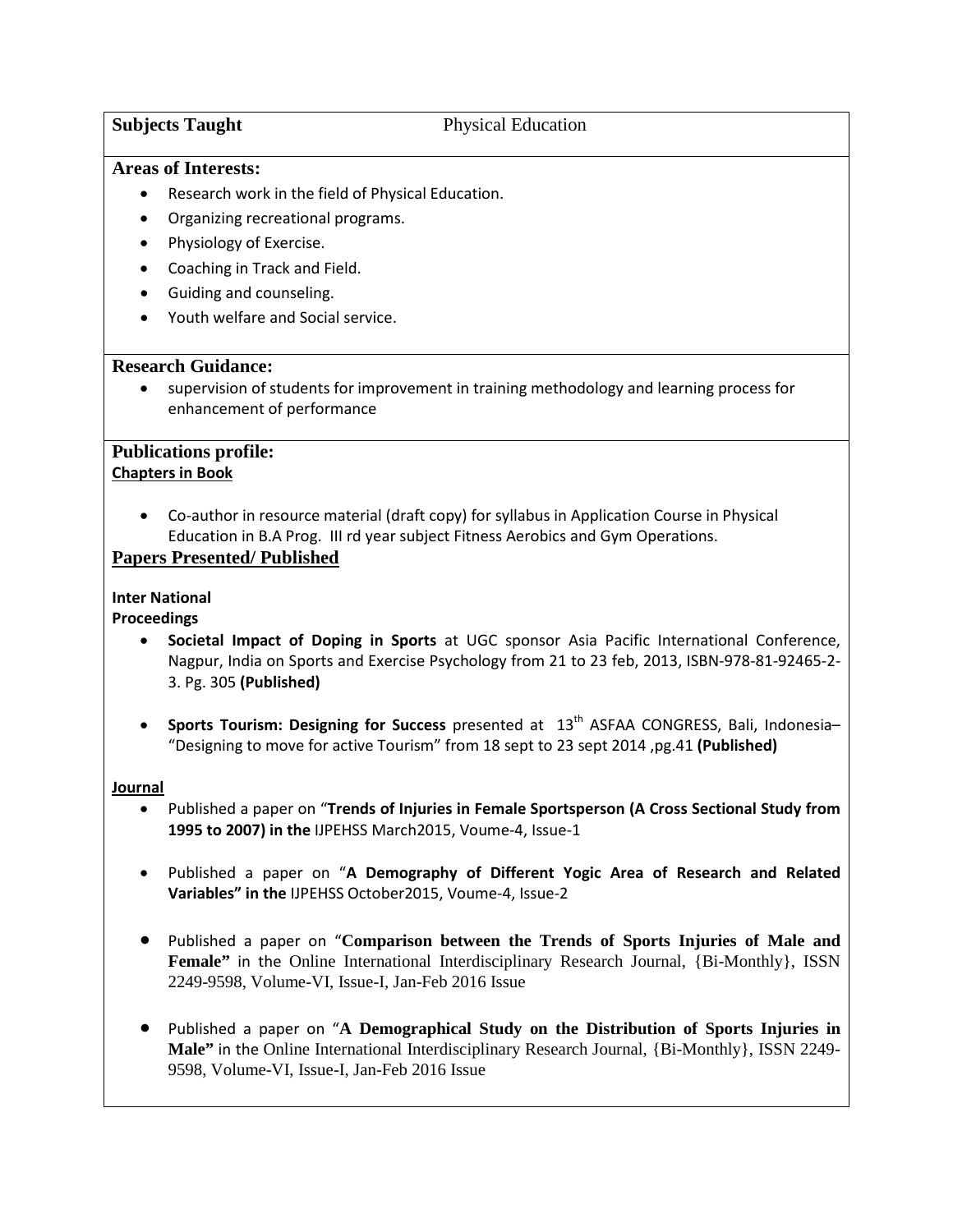**Subjects Taught** Physical Education

### Areas of Interests:

- Research work in the field of Physical Education.
- Organizing recreational programs.
- Physiology of Exercise.
- Coaching in Track and Field.
- Guiding and counseling.
- Youth welfare and Social service.

### Research Guidance:

- supervision of students for improvement in training methodology and learning process for enhancement of performance

### Publications profile:

**Chapters in Book**

- Co-author in resource material (draft copy) for syllabus in Application Course in Physical Education in B.A Prog. III rd year subject Fitness Aerobics and Gym Operations.

### Papers Presented/ Published

**Inter National**

**Proceedings**

- **Societal Impact of Doping in Sports** at UGC sponsor Asia Pacific International Conference, Nagpur, India on Sports and Exercise Psychology from 21 to 23 feb, 2013, ISBN-978-81-92465-2-3. Pg. 305 **(Published)**

- **Sports Tourism: Designing for Success** presented at 13th ASFAA CONGRESS, Bali, Indonesia– "Designing to move for active Tourism" from 18 sept to 23 sept 2014 ,pg.41 **(Published)**

**Journal**

- Published a paper on "**Trends of Injuries in Female Sportsperson (A Cross Sectional Study from 1995 to 2007) in the** IJPEHSS March2015, Voume-4, Issue-1

- Published a paper on "**A Demography of Different Yogic Area of Research and Related Variables" in the** IJPEHSS October2015, Voume-4, Issue-2

- Published a paper on "**Comparison between the Trends of Sports Injuries of Male and Female"** in the Online International Interdisciplinary Research Journal, {Bi-Monthly}, ISSN 2249-9598, Volume-VI, Issue-I, Jan-Feb 2016 Issue

- Published a paper on "**A Demographical Study on the Distribution of Sports Injuries in Male"** in the Online International Interdisciplinary Research Journal, {Bi-Monthly}, ISSN 2249-9598, Volume-VI, Issue-I, Jan-Feb 2016 Issue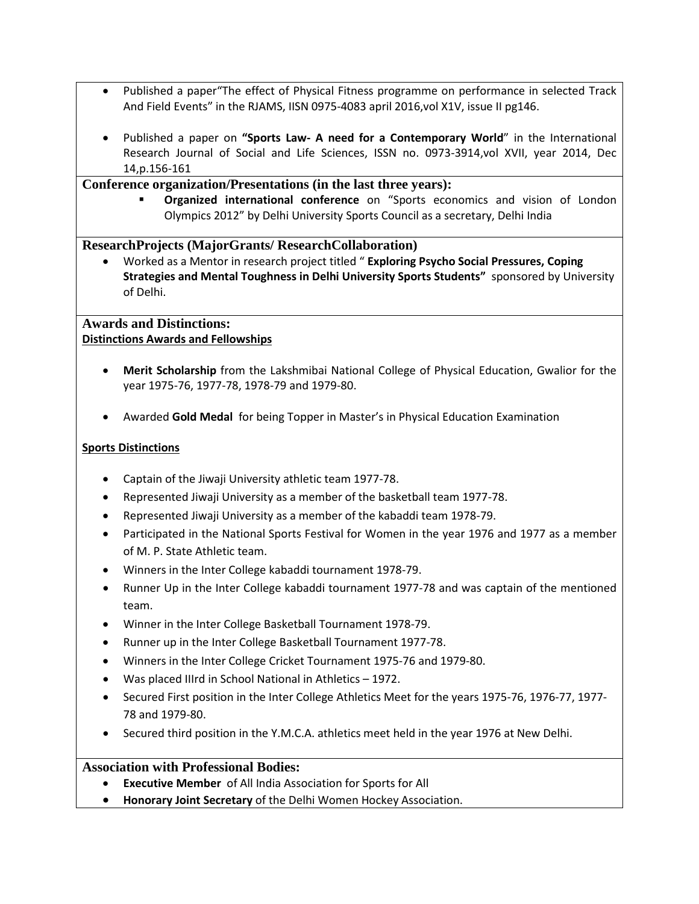- Published a paper"The effect of Physical Fitness programme on performance in selected Track And Field Events" in the RJAMS, IISN 0975-4083 april 2016,vol X1V, issue II pg146.

- Published a paper on **"Sports Law- A need for a Contemporary World**" in the International Research Journal of Social and Life Sciences, ISSN no. 0973-3914,vol XVII, year 2014, Dec 14,p.156-161

## Conference organization/Presentations (in the last three years):

- **Organized international conference** on "Sports economics and vision of London Olympics 2012" by Delhi University Sports Council as a secretary, Delhi India

## ResearchProjects (MajorGrants/ ResearchCollaboration)

- Worked as a Mentor in research project titled " **Exploring Psycho Social Pressures, Coping Strategies and Mental Toughness in Delhi University Sports Students"** sponsored by University of Delhi.

## Awards and Distinctions:

**Distinctions Awards and Fellowships**

- **Merit Scholarship** from the Lakshmibai National College of Physical Education, Gwalior for the year 1975-76, 1977-78, 1978-79 and 1979-80.

- Awarded **Gold Medal** for being Topper in Master's in Physical Education Examination

**Sports Distinctions**

- Captain of the Jiwaji University athletic team 1977-78.
- Represented Jiwaji University as a member of the basketball team 1977-78.
- Represented Jiwaji University as a member of the kabaddi team 1978-79.
- Participated in the National Sports Festival for Women in the year 1976 and 1977 as a member of M. P. State Athletic team.
- Winners in the Inter College kabaddi tournament 1978-79.
- Runner Up in the Inter College kabaddi tournament 1977-78 and was captain of the mentioned team.
- Winner in the Inter College Basketball Tournament 1978-79.
- Runner up in the Inter College Basketball Tournament 1977-78.
- Winners in the Inter College Cricket Tournament 1975-76 and 1979-80.
- Was placed IIIrd in School National in Athletics – 1972.
- Secured First position in the Inter College Athletics Meet for the years 1975-76, 1976-77, 1977-78 and 1979-80.
- Secured third position in the Y.M.C.A. athletics meet held in the year 1976 at New Delhi.

## Association with Professional Bodies:

- **Executive Member** of All India Association for Sports for All
- **Honorary Joint Secretary** of the Delhi Women Hockey Association.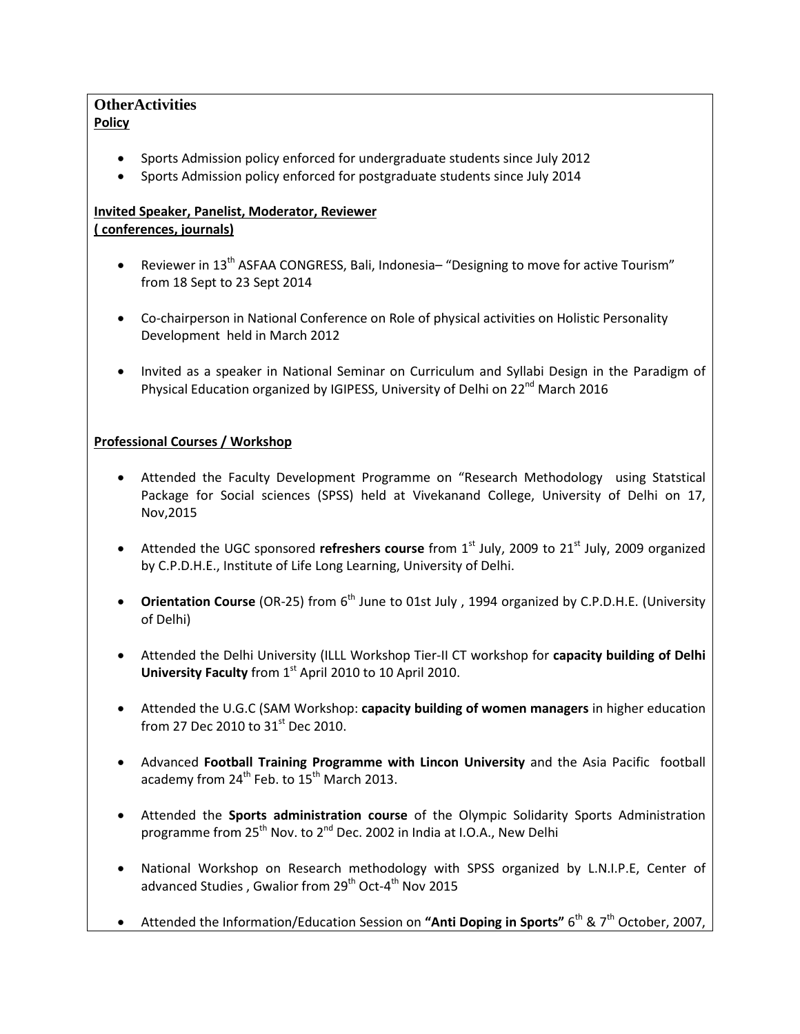## OtherActivities

**Policy**

- Sports Admission policy enforced for undergraduate students since July 2012
- Sports Admission policy enforced for postgraduate students since July 2014

**Invited Speaker, Panelist, Moderator, Reviewer ( conferences, journals)**

- Reviewer in 13th ASFAA CONGRESS, Bali, Indonesia– "Designing to move for active Tourism" from 18 Sept to 23 Sept 2014
- Co-chairperson in National Conference on Role of physical activities on Holistic Personality Development held in March 2012
- Invited as a speaker in National Seminar on Curriculum and Syllabi Design in the Paradigm of Physical Education organized by IGIPESS, University of Delhi on 22nd March 2016

**Professional Courses / Workshop**

- Attended the Faculty Development Programme on "Research Methodology using Statstical Package for Social sciences (SPSS) held at Vivekanand College, University of Delhi on 17, Nov,2015
- Attended the UGC sponsored **refreshers course** from 1st July, 2009 to 21st July, 2009 organized by C.P.D.H.E., Institute of Life Long Learning, University of Delhi.
- **Orientation Course** (OR-25) from 6th June to 01st July , 1994 organized by C.P.D.H.E. (University of Delhi)
- Attended the Delhi University (ILLL Workshop Tier-II CT workshop for **capacity building of Delhi University Faculty** from 1st April 2010 to 10 April 2010.
- Attended the U.G.C (SAM Workshop: **capacity building of women managers** in higher education from 27 Dec 2010 to 31st Dec 2010.
- Advanced **Football Training Programme with Lincon University** and the Asia Pacific football academy from 24th Feb. to 15th March 2013.
- Attended the **Sports administration course** of the Olympic Solidarity Sports Administration programme from 25th Nov. to 2nd Dec. 2002 in India at I.O.A., New Delhi
- National Workshop on Research methodology with SPSS organized by L.N.I.P.E, Center of advanced Studies , Gwalior from 29th Oct-4th Nov 2015
- Attended the Information/Education Session on **"Anti Doping in Sports"** 6th & 7th October, 2007,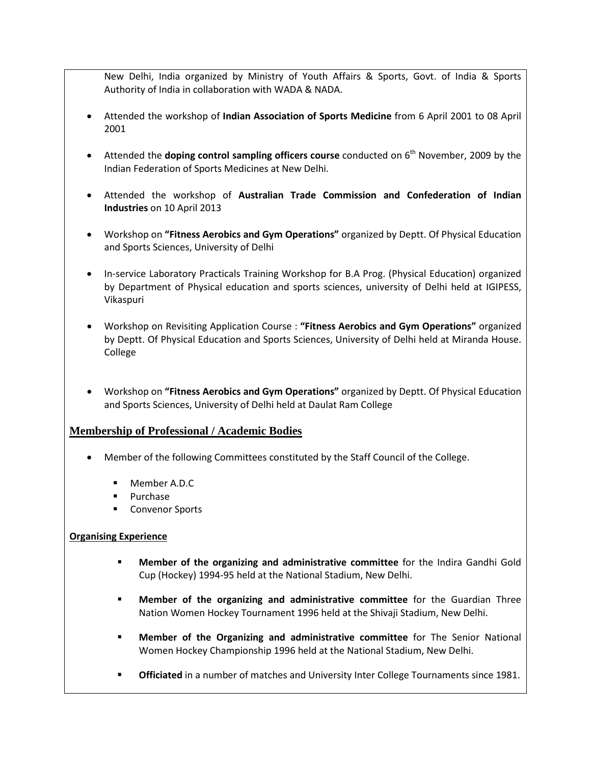New Delhi, India organized by Ministry of Youth Affairs & Sports, Govt. of India & Sports Authority of India in collaboration with WADA & NADA.

- Attended the workshop of **Indian Association of Sports Medicine** from 6 April 2001 to 08 April 2001
- Attended the **doping control sampling officers course** conducted on 6th November, 2009 by the Indian Federation of Sports Medicines at New Delhi.
- Attended the workshop of **Australian Trade Commission and Confederation of Indian Industries** on 10 April 2013
- Workshop on **"Fitness Aerobics and Gym Operations"** organized by Deptt. Of Physical Education and Sports Sciences, University of Delhi
- In-service Laboratory Practicals Training Workshop for B.A Prog. (Physical Education) organized by Department of Physical education and sports sciences, university of Delhi held at IGIPESS, Vikaspuri
- Workshop on Revisiting Application Course : **"Fitness Aerobics and Gym Operations"** organized by Deptt. Of Physical Education and Sports Sciences, University of Delhi held at Miranda House. College
- Workshop on **"Fitness Aerobics and Gym Operations"** organized by Deptt. Of Physical Education and Sports Sciences, University of Delhi held at Daulat Ram College

## Membership of Professional / Academic Bodies

- Member of the following Committees constituted by the Staff Council of the College.
  - Member A.D.C
  - Purchase
  - Convenor Sports

### Organising Experience

- **Member of the organizing and administrative committee** for the Indira Gandhi Gold Cup (Hockey) 1994-95 held at the National Stadium, New Delhi.
- **Member of the organizing and administrative committee** for the Guardian Three Nation Women Hockey Tournament 1996 held at the Shivaji Stadium, New Delhi.
- **Member of the Organizing and administrative committee** for The Senior National Women Hockey Championship 1996 held at the National Stadium, New Delhi.
- **Officiated** in a number of matches and University Inter College Tournaments since 1981.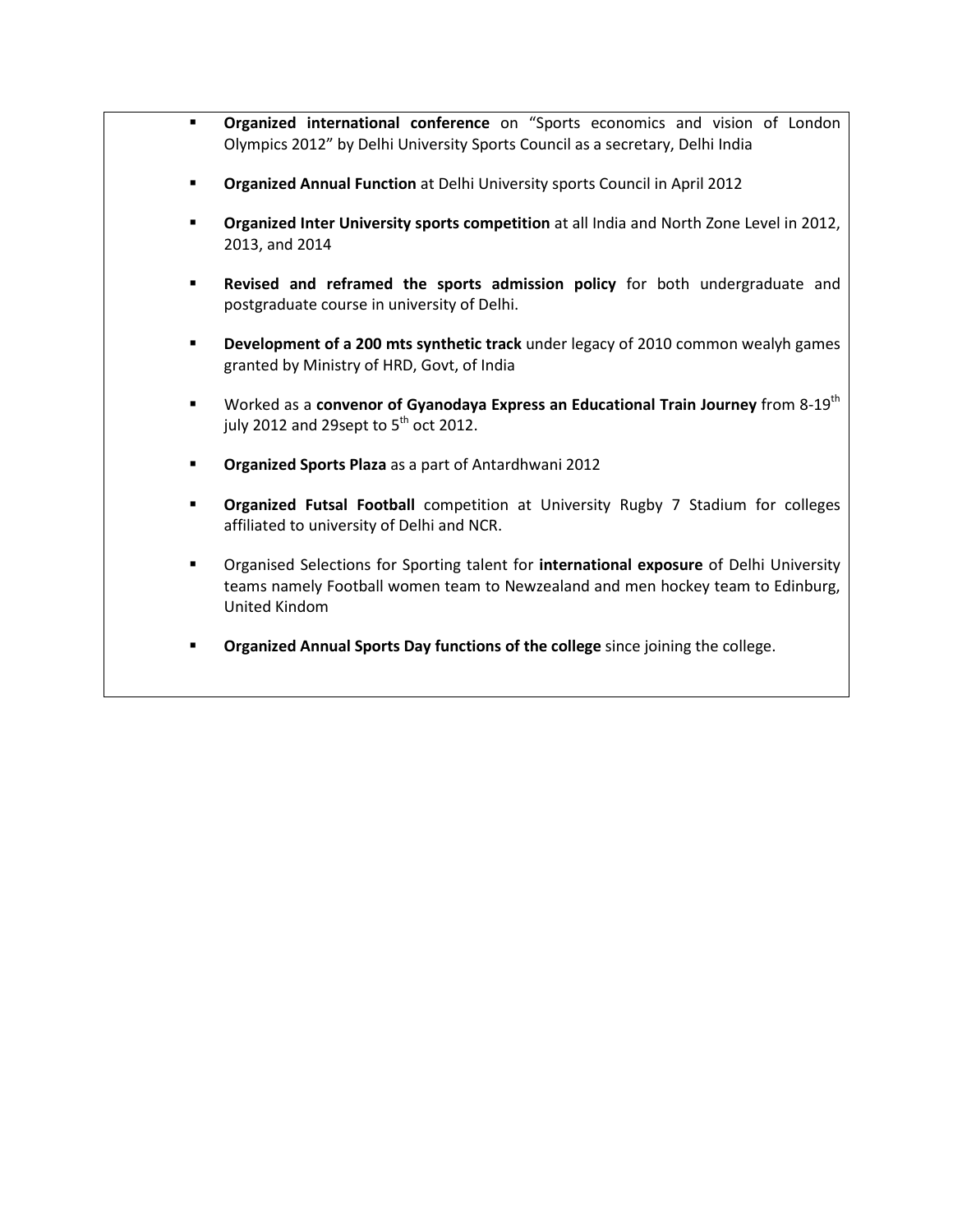- **Organized international conference** on "Sports economics and vision of London Olympics 2012" by Delhi University Sports Council as a secretary, Delhi India
- **Organized Annual Function** at Delhi University sports Council in April 2012
- **Organized Inter University sports competition** at all India and North Zone Level in 2012, 2013, and 2014
- **Revised and reframed the sports admission policy** for both undergraduate and postgraduate course in university of Delhi.
- **Development of a 200 mts synthetic track** under legacy of 2010 common wealyh games granted by Ministry of HRD, Govt, of India
- Worked as a **convenor of Gyanodaya Express an Educational Train Journey** from 8-19th july 2012 and 29sept to 5th oct 2012.
- **Organized Sports Plaza** as a part of Antardhwani 2012
- **Organized Futsal Football** competition at University Rugby 7 Stadium for colleges affiliated to university of Delhi and NCR.
- Organised Selections for Sporting talent for **international exposure** of Delhi University teams namely Football women team to Newzealand and men hockey team to Edinburg, United Kindom
- **Organized Annual Sports Day functions of the college** since joining the college.